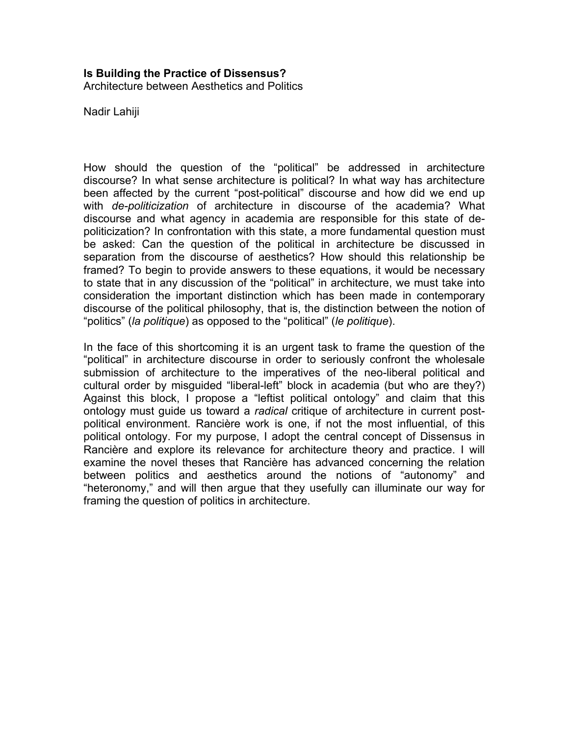# Is Building the Practice of Dissensus?

Architecture between Aesthetics and Politics

Nadir Lahiji

How should the question of the "political" be addressed in architecture discourse? In what sense architecture is political? In what way has architecture been affected by the current "post-political" discourse and how did we end up with *de-politicization* of architecture in discourse of the academia? What discourse and what agency in academia are responsible for this state of de-politicization? In confrontation with this state, a more fundamental question must be asked: Can the question of the political in architecture be discussed in separation from the discourse of aesthetics? How should this relationship be framed? To begin to provide answers to these equations, it would be necessary to state that in any discussion of the "political" in architecture, we must take into consideration the important distinction which has been made in contemporary discourse of the political philosophy, that is, the distinction between the notion of "politics" (*la politique*) as opposed to the "political" (*le politique*).

In the face of this shortcoming it is an urgent task to frame the question of the "political" in architecture discourse in order to seriously confront the wholesale submission of architecture to the imperatives of the neo-liberal political and cultural order by misguided "liberal-left" block in academia (but who are they?) Against this block, I propose a "leftist political ontology" and claim that this ontology must guide us toward a *radical* critique of architecture in current post-political environment. Rancière work is one, if not the most influential, of this political ontology. For my purpose, I adopt the central concept of Dissensus in Rancière and explore its relevance for architecture theory and practice. I will examine the novel theses that Rancière has advanced concerning the relation between politics and aesthetics around the notions of "autonomy" and "heteronomy," and will then argue that they usefully can illuminate our way for framing the question of politics in architecture.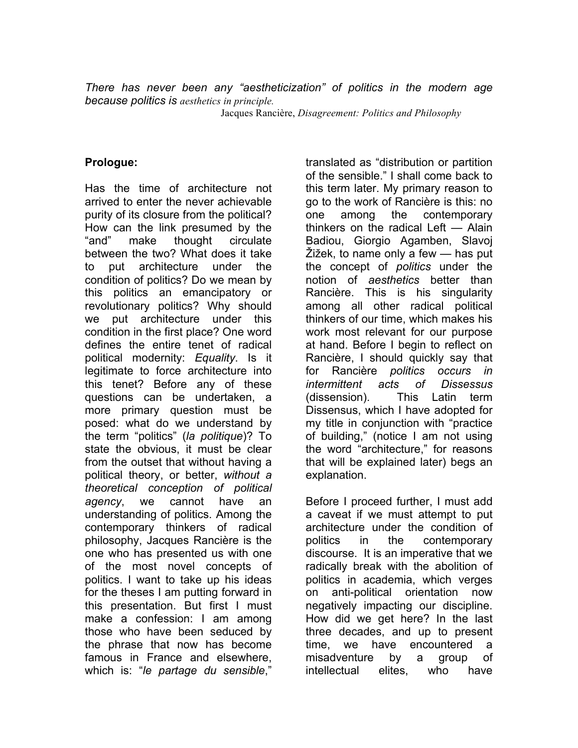*There has never been any "aestheticization" of politics in the modern age because politics is aesthetics in principle.*

Jacques Rancière, *Disagreement: Politics and Philosophy*

**Prologue:**

Has the time of architecture not arrived to enter the never achievable purity of its closure from the political? How can the link presumed by the "and" make thought circulate between the two? What does it take to put architecture under the condition of politics? Do we mean by this politics an emancipatory or revolutionary politics? Why should we put architecture under this condition in the first place? One word defines the entire tenet of radical political modernity: *Equality*. Is it legitimate to force architecture into this tenet? Before any of these questions can be undertaken, a more primary question must be posed: what do we understand by the term "politics" (*la politique*)? To state the obvious, it must be clear from the outset that without having a political theory, or better, *without a theoretical conception of political agency*, we cannot have an understanding of politics. Among the contemporary thinkers of radical philosophy, Jacques Rancière is the one who has presented us with one of the most novel concepts of politics. I want to take up his ideas for the theses I am putting forward in this presentation. But first I must make a confession: I am among those who have been seduced by the phrase that now has become famous in France and elsewhere, which is: "*le partage du sensible*," translated as "distribution or partition of the sensible." I shall come back to this term later. My primary reason to go to the work of Rancière is this: no one among the contemporary thinkers on the radical Left — Alain Badiou, Giorgio Agamben, Slavoj Žižek, to name only a few — has put the concept of *politics* under the notion of *aesthetics* better than Rancière. This is his singularity among all other radical political thinkers of our time, which makes his work most relevant for our purpose at hand. Before I begin to reflect on Rancière, I should quickly say that for Rancière *politics occurs in intermittent acts of Dissessus* (dissension). This Latin term Dissensus, which I have adopted for my title in conjunction with "practice of building," (notice I am not using the word "architecture," for reasons that will be explained later) begs an explanation.

Before I proceed further, I must add a caveat if we must attempt to put architecture under the condition of politics in the contemporary discourse. It is an imperative that we radically break with the abolition of politics in academia, which verges on anti-political orientation now negatively impacting our discipline. How did we get here? In the last three decades, and up to present time, we have encountered a misadventure by a group of intellectual elites, who have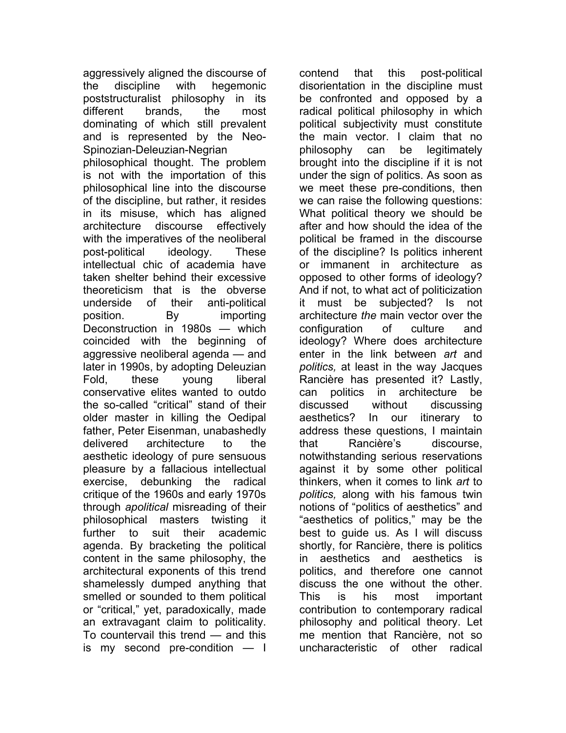aggressively aligned the discourse of the discipline with hegemonic poststructuralist philosophy in its different brands, the most dominating of which still prevalent and is represented by the Neo-Spinozian-Deleuzian-Negrian philosophical thought. The problem is not with the importation of this philosophical line into the discourse of the discipline, but rather, it resides in its misuse, which has aligned architecture discourse effectively with the imperatives of the neoliberal post-political ideology. These intellectual chic of academia have taken shelter behind their excessive theoreticism that is the obverse underside of their anti-political position. By importing Deconstruction in 1980s — which coincided with the beginning of aggressive neoliberal agenda — and later in 1990s, by adopting Deleuzian Fold, these young liberal conservative elites wanted to outdo the so-called "critical" stand of their older master in killing the Oedipal father, Peter Eisenman, unabashedly delivered architecture to the aesthetic ideology of pure sensuous pleasure by a fallacious intellectual exercise, debunking the radical critique of the 1960s and early 1970s through *apolitical* misreading of their philosophical masters twisting it further to suit their academic agenda. By bracketing the political content in the same philosophy, the architectural exponents of this trend shamelessly dumped anything that smelled or sounded to them political or "critical," yet, paradoxically, made an extravagant claim to politicality. To countervail this trend — and this is my second pre-condition — I contend that this post-political disorientation in the discipline must be confronted and opposed by a radical political philosophy in which political subjectivity must constitute the main vector. I claim that no philosophy can be legitimately brought into the discipline if it is not under the sign of politics. As soon as we meet these pre-conditions, then we can raise the following questions: What political theory we should be after and how should the idea of the political be framed in the discourse of the discipline? Is politics inherent or immanent in architecture as opposed to other forms of ideology? And if not, to what act of politicization it must be subjected? Is not architecture *the* main vector over the configuration of culture and ideology? Where does architecture enter in the link between *art* and *politics,* at least in the way Jacques Rancière has presented it? Lastly, can politics in architecture be discussed without discussing aesthetics? In our itinerary to address these questions, I maintain that Rancière's discourse, notwithstanding serious reservations against it by some other political thinkers, when it comes to link *art* to *politics,* along with his famous twin notions of "politics of aesthetics" and "aesthetics of politics," may be the best to guide us. As I will discuss shortly, for Rancière, there is politics in aesthetics and aesthetics is politics, and therefore one cannot discuss the one without the other. This is his most important contribution to contemporary radical philosophy and political theory. Let me mention that Rancière, not so uncharacteristic of other radical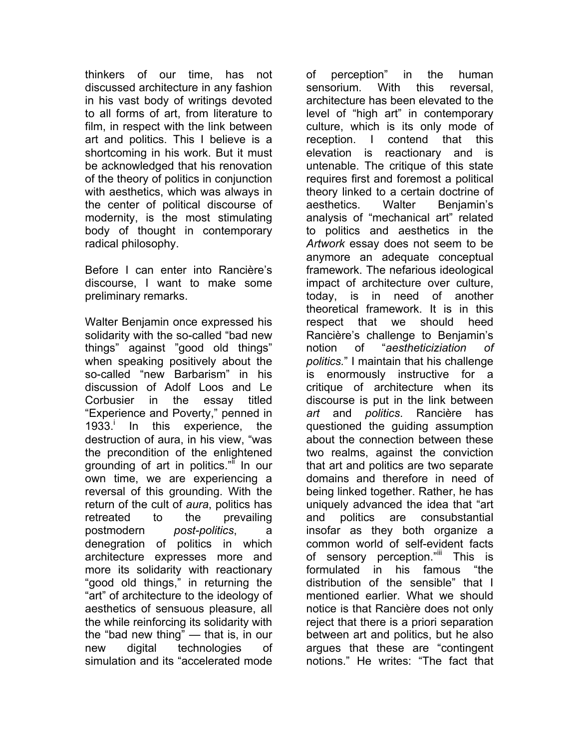thinkers of our time, has not discussed architecture in any fashion in his vast body of writings devoted to all forms of art, from literature to film, in respect with the link between art and politics. This I believe is a shortcoming in his work. But it must be acknowledged that his renovation of the theory of politics in conjunction with aesthetics, which was always in the center of political discourse of modernity, is the most stimulating body of thought in contemporary radical philosophy.

Before I can enter into Rancière's discourse, I want to make some preliminary remarks.

Walter Benjamin once expressed his solidarity with the so-called "bad new things" against "good old things" when speaking positively about the so-called "new Barbarism" in his discussion of Adolf Loos and Le Corbusier in the essay titled "Experience and Poverty," penned in 1933.[i] In this experience, the destruction of aura, in his view, "was the precondition of the enlightened grounding of art in politics."[ii] In our own time, we are experiencing a reversal of this grounding. With the return of the cult of *aura*, politics has retreated to the prevailing postmodern *post-politics*, a denegration of politics in which architecture expresses more and more its solidarity with reactionary "good old things," in returning the "art" of architecture to the ideology of aesthetics of sensuous pleasure, all the while reinforcing its solidarity with the "bad new thing" — that is, in our new digital technologies of simulation and its "accelerated mode of perception" in the human sensorium. With this reversal, architecture has been elevated to the level of "high art" in contemporary culture, which is its only mode of reception. I contend that this elevation is reactionary and is untenable. The critique of this state requires first and foremost a political theory linked to a certain doctrine of aesthetics. Walter Benjamin's analysis of "mechanical art" related to politics and aesthetics in the *Artwork* essay does not seem to be anymore an adequate conceptual framework. The nefarious ideological impact of architecture over culture, today, is in need of another theoretical framework. It is in this respect that we should heed Rancière's challenge to Benjamin's notion of "*aestheticiziation of politics.*" I maintain that his challenge is enormously instructive for a critique of architecture when its discourse is put in the link between *art* and *politics*. Rancière has questioned the guiding assumption about the connection between these two realms, against the conviction that art and politics are two separate domains and therefore in need of being linked together. Rather, he has uniquely advanced the idea that "art and politics are consubstantial insofar as they both organize a common world of self-evident facts of sensory perception."[iii] This is formulated in his famous "the distribution of the sensible" that I mentioned earlier. What we should notice is that Rancière does not only reject that there is a priori separation between art and politics, but he also argues that these are "contingent notions." He writes: "The fact that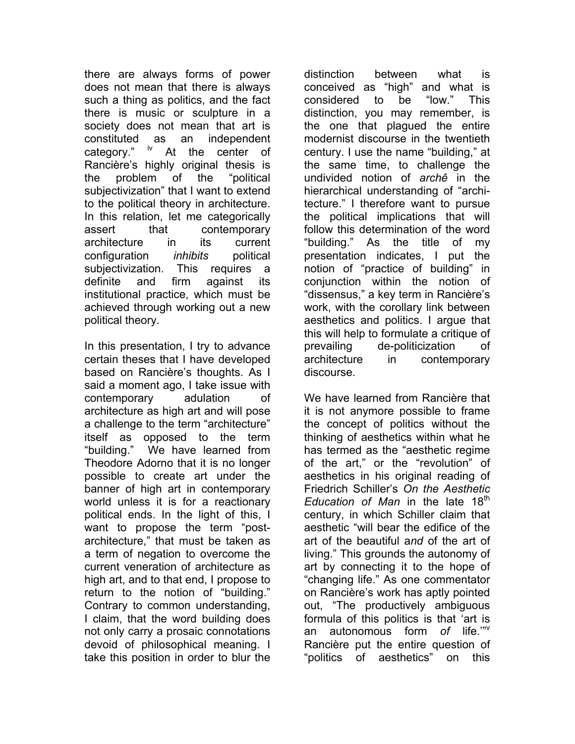there are always forms of power does not mean that there is always such a thing as politics, and the fact there is music or sculpture in a society does not mean that art is constituted as an independent category." [iv] At the center of Rancière's highly original thesis is the problem of the "political subjectivization" that I want to extend to the political theory in architecture. In this relation, let me categorically assert that contemporary architecture in its current configuration *inhibits* political subjectivization. This requires a definite and firm against its institutional practice, which must be achieved through working out a new political theory.

In this presentation, I try to advance certain theses that I have developed based on Rancière's thoughts. As I said a moment ago, I take issue with contemporary adulation of architecture as high art and will pose a challenge to the term "architecture" itself as opposed to the term "building." We have learned from Theodore Adorno that it is no longer possible to create art under the banner of high art in contemporary world unless it is for a reactionary political ends. In the light of this, I want to propose the term "post-architecture," that must be taken as a term of negation to overcome the current veneration of architecture as high art, and to that end, I propose to return to the notion of "building." Contrary to common understanding, I claim, that the word building does not only carry a prosaic connotations devoid of philosophical meaning. I take this position in order to blur the distinction between what is conceived as "high" and what is considered to be "low." This distinction, you may remember, is the one that plagued the entire modernist discourse in the twentieth century. I use the name "building," at the same time, to challenge the undivided notion of *archê* in the hierarchical understanding of "archi-tecture." I therefore want to pursue the political implications that will follow this determination of the word "building." As the title of my presentation indicates, I put the notion of "practice of building" in conjunction within the notion of "dissensus," a key term in Rancière's work, with the corollary link between aesthetics and politics. I argue that this will help to formulate a critique of prevailing de-politicization of architecture in contemporary discourse.

We have learned from Rancière that it is not anymore possible to frame the concept of politics without the thinking of aesthetics within what he has termed as the "aesthetic regime of the art," or the "revolution" of aesthetics in his original reading of Friedrich Schiller's *On the Aesthetic Education of Man* in the late 18th century, in which Schiller claim that aesthetic "will bear the edifice of the art of the beautiful a*nd* of the art of living." This grounds the autonomy of art by connecting it to the hope of "changing life." As one commentator on Rancière's work has aptly pointed out, "The productively ambiguous formula of this politics is that 'art is an autonomous form *of* life.'" [v] Rancière put the entire question of "politics of aesthetics" on this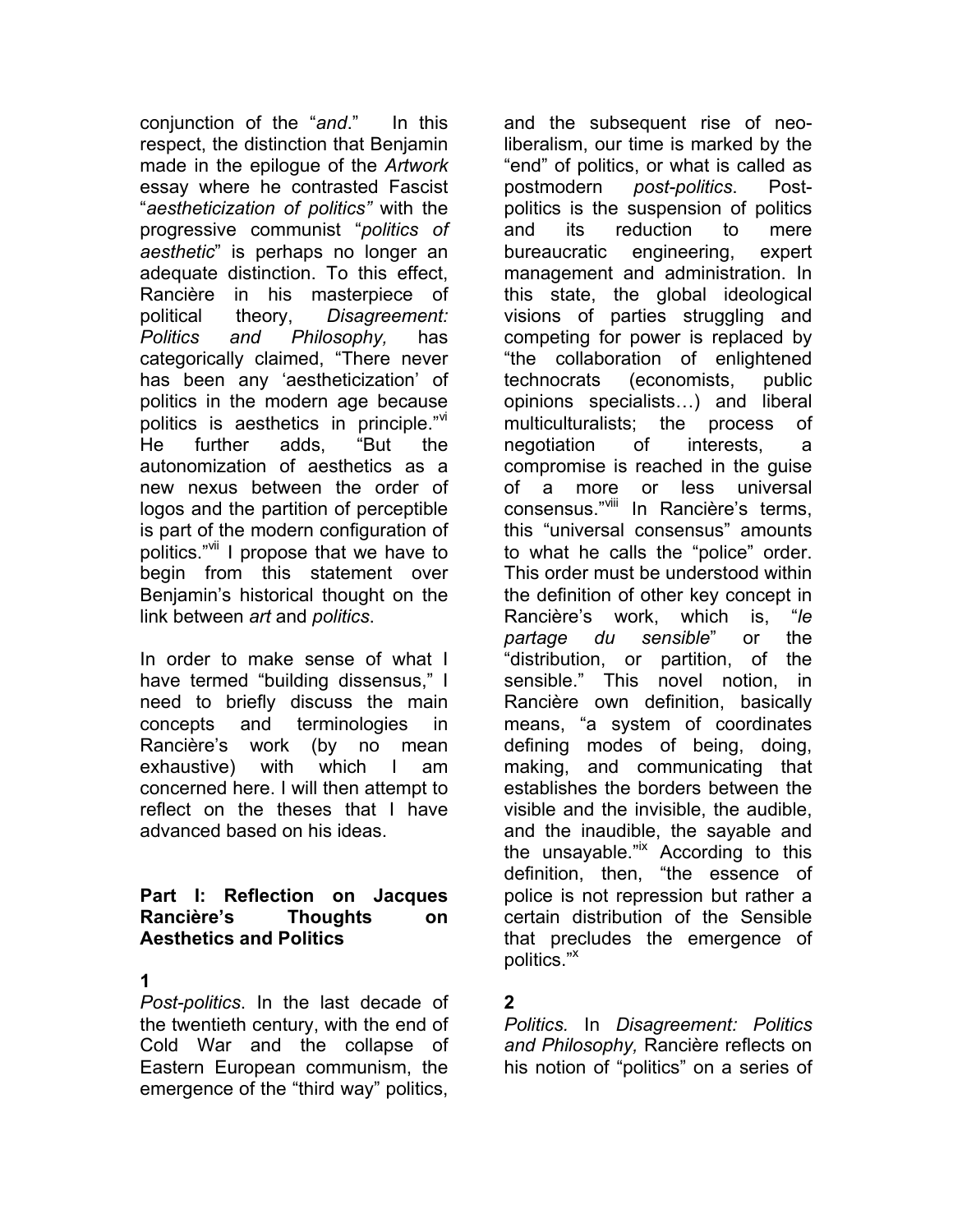conjunction of the "*and*." In this respect, the distinction that Benjamin made in the epilogue of the *Artwork* essay where he contrasted Fascist "*aestheticization of politics"* with the progressive communist "*politics of aesthetic*" is perhaps no longer an adequate distinction. To this effect, Rancière in his masterpiece of political theory, *Disagreement: Politics and Philosophy,* has categorically claimed, "There never has been any 'aestheticization' of politics in the modern age because politics is aesthetics in principle."[vi] He further adds, "But the autonomization of aesthetics as a new nexus between the order of logos and the partition of perceptible is part of the modern configuration of politics."[vii] I propose that we have to begin from this statement over Benjamin's historical thought on the link between *art* and *politics*.

In order to make sense of what I have termed "building dissensus," I need to briefly discuss the main concepts and terminologies in Rancière's work (by no mean exhaustive) with which I am concerned here. I will then attempt to reflect on the theses that I have advanced based on his ideas.

**Part I: Reflection on Jacques Rancière's Thoughts on Aesthetics and Politics**

**1**

*Post-politics*. In the last decade of the twentieth century, with the end of Cold War and the collapse of Eastern European communism, the emergence of the "third way" politics, and the subsequent rise of neo-liberalism, our time is marked by the "end" of politics, or what is called as postmodern *post-politics*. Post-politics is the suspension of politics and its reduction to mere bureaucratic engineering, expert management and administration. In this state, the global ideological visions of parties struggling and competing for power is replaced by "the collaboration of enlightened technocrats (economists, public opinions specialists…) and liberal multiculturalists; the process of negotiation of interests, a compromise is reached in the guise of a more or less universal consensus."[viii] In Rancière's terms, this "universal consensus" amounts to what he calls the "police" order. This order must be understood within the definition of other key concept in Rancière's work, which is, "*le partage du sensible*" or the "distribution, or partition, of the sensible." This novel notion, in Rancière own definition, basically means, "a system of coordinates defining modes of being, doing, making, and communicating that establishes the borders between the visible and the invisible, the audible, and the inaudible, the sayable and the unsayable."[ix] According to this definition, then, "the essence of police is not repression but rather a certain distribution of the Sensible that precludes the emergence of politics."[x]

**2**

*Politics.* In *Disagreement: Politics and Philosophy,* Rancière reflects on his notion of "politics" on a series of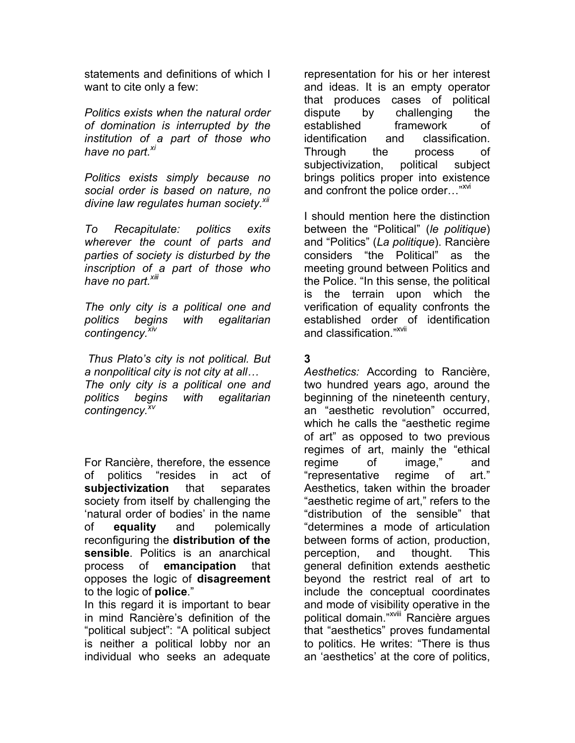statements and definitions of which I want to cite only a few:

*Politics exists when the natural order of domination is interrupted by the institution of a part of those who have no part.*[xi]

*Politics exists simply because no social order is based on nature, no divine law regulates human society.*[xii]

*To Recapitulate: politics exits wherever the count of parts and parties of society is disturbed by the inscription of a part of those who have no part.*[xiii]

*The only city is a political one and politics begins with egalitarian contingency.*[xiv]

*Thus Plato's city is not political. But a nonpolitical city is not city at all… The only city is a political one and politics begins with egalitarian contingency.*[xv]

For Rancière, therefore, the essence of politics "resides in act of **subjectivization** that separates society from itself by challenging the 'natural order of bodies' in the name of **equality** and polemically reconfiguring the **distribution of the sensible**. Politics is an anarchical process of **emancipation** that opposes the logic of **disagreement** to the logic of **police**."

In this regard it is important to bear in mind Rancière's definition of the "political subject": "A political subject is neither a political lobby nor an individual who seeks an adequate representation for his or her interest and ideas. It is an empty operator that produces cases of political dispute by challenging the established framework of identification and classification. Through the process of subjectivization, political subject brings politics proper into existence and confront the police order…"[xvi]

I should mention here the distinction between the "Political" (*le politique*) and "Politics" (*La politique*). Rancière considers "the Political" as the meeting ground between Politics and the Police. "In this sense, the political is the terrain upon which the verification of equality confronts the established order of identification and classification."[xvii]

**3**

*Aesthetics:* According to Rancière, two hundred years ago, around the beginning of the nineteenth century, an "aesthetic revolution" occurred, which he calls the "aesthetic regime of art" as opposed to two previous regimes of art, mainly the "ethical regime of image," and "representative regime of art." Aesthetics, taken within the broader "aesthetic regime of art," refers to the "distribution of the sensible" that "determines a mode of articulation between forms of action, production, perception, and thought. This general definition extends aesthetic beyond the restrict real of art to include the conceptual coordinates and mode of visibility operative in the political domain."[xviii] Rancière argues that "aesthetics" proves fundamental to politics. He writes: "There is thus an 'aesthetics' at the core of politics,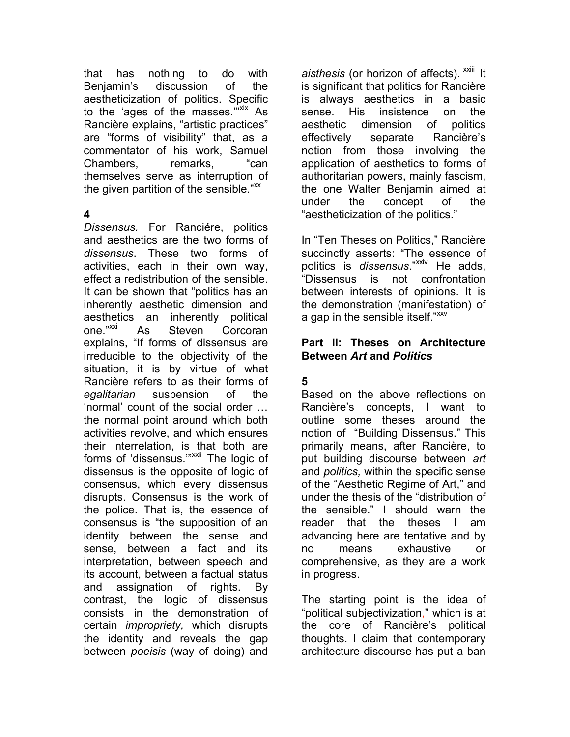that has nothing to do with Benjamin's discussion of the aestheticization of politics. Specific to the 'ages of the masses.'"[xix] As Rancière explains, "artistic practices" are "forms of visibility" that, as a commentator of his work, Samuel Chambers, remarks, "can themselves serve as interruption of the given partition of the sensible."[xx]

**4**

*Dissensus.* For Ranciére, politics and aesthetics are the two forms of *dissensus*. These two forms of activities, each in their own way, effect a redistribution of the sensible. It can be shown that "politics has an inherently aesthetic dimension and aesthetics an inherently political one."[xxi] As Steven Corcoran explains, "If forms of dissensus are irreducible to the objectivity of the situation, it is by virtue of what Rancière refers to as their forms of *egalitarian* suspension of the 'normal' count of the social order … the normal point around which both activities revolve, and which ensures their interrelation, is that both are forms of 'dissensus.'"[xxii] The logic of dissensus is the opposite of logic of consensus, which every dissensus disrupts. Consensus is the work of the police. That is, the essence of consensus is "the supposition of an identity between the sense and sense, between a fact and its interpretation, between speech and its account, between a factual status and assignation of rights. By contrast, the logic of dissensus consists in the demonstration of certain *impropriety,* which disrupts the identity and reveals the gap between *poeisis* (way of doing) and *aisthesis* (or horizon of affects). [xxiii] It is significant that politics for Rancière is always aesthetics in a basic sense. His insistence on the aesthetic dimension of politics effectively separate Rancière's notion from those involving the application of aesthetics to forms of authoritarian powers, mainly fascism, the one Walter Benjamin aimed at under the concept of the "aestheticization of the politics."

In "Ten Theses on Politics," Rancière succinctly asserts: "The essence of politics is *dissensus*."[xxiv] He adds, "Dissensus is not confrontation between interests of opinions. It is the demonstration (manifestation) of a gap in the sensible itself."[xxv]

## Part II: Theses on Architecture Between *Art* and *Politics*

**5**

Based on the above reflections on Rancière's concepts, I want to outline some theses around the notion of "Building Dissensus." This primarily means, after Rancière, to put building discourse between *art* and *politics,* within the specific sense of the "Aesthetic Regime of Art," and under the thesis of the "distribution of the sensible." I should warn the reader that the theses I am advancing here are tentative and by no means exhaustive or comprehensive, as they are a work in progress.

The starting point is the idea of "political subjectivization," which is at the core of Rancière's political thoughts. I claim that contemporary architecture discourse has put a ban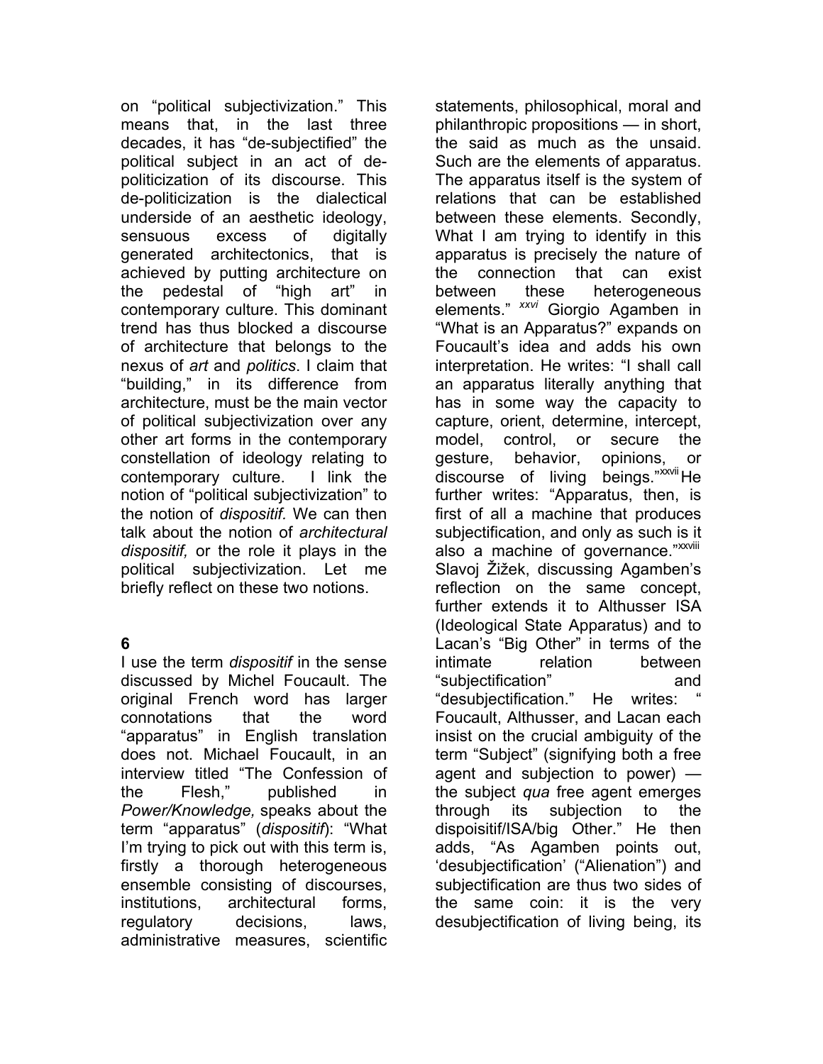on "political subjectivization." This means that, in the last three decades, it has "de-subjectified" the political subject in an act of de-politicization of its discourse. This de-politicization is the dialectical underside of an aesthetic ideology, sensuous excess of digitally generated architectonics, that is achieved by putting architecture on the pedestal of "high art" in contemporary culture. This dominant trend has thus blocked a discourse of architecture that belongs to the nexus of *art* and *politics*. I claim that "building," in its difference from architecture, must be the main vector of political subjectivization over any other art forms in the contemporary constellation of ideology relating to contemporary culture. I link the notion of "political subjectivization" to the notion of *dispositif.* We can then talk about the notion of *architectural dispositif,* or the role it plays in the political subjectivization. Let me briefly reflect on these two notions.

**6**

I use the term *dispositif* in the sense discussed by Michel Foucault. The original French word has larger connotations that the word "apparatus" in English translation does not. Michael Foucault, in an interview titled "The Confession of the Flesh," published in *Power/Knowledge,* speaks about the term "apparatus" (*dispositif*): "What I'm trying to pick out with this term is, firstly a thorough heterogeneous ensemble consisting of discourses, institutions, architectural forms, regulatory decisions, laws, administrative measures, scientific statements, philosophical, moral and philanthropic propositions — in short, the said as much as the unsaid. Such are the elements of apparatus. The apparatus itself is the system of relations that can be established between these elements. Secondly, What I am trying to identify in this apparatus is precisely the nature of the connection that can exist between these heterogeneous elements." [xxvi] Giorgio Agamben in "What is an Apparatus?" expands on Foucault's idea and adds his own interpretation. He writes: "I shall call an apparatus literally anything that has in some way the capacity to capture, orient, determine, intercept, model, control, or secure the gesture, behavior, opinions, or discourse of living beings."[xxvii] He further writes: "Apparatus, then, is first of all a machine that produces subjectification, and only as such is it also a machine of governance."[xxviii] Slavoj Žižek, discussing Agamben's reflection on the same concept, further extends it to Althusser ISA (Ideological State Apparatus) and to Lacan's "Big Other" in terms of the intimate relation between "subjectification" and "desubjectification." He writes: " Foucault, Althusser, and Lacan each insist on the crucial ambiguity of the term "Subject" (signifying both a free agent and subjection to power) — the subject *qua* free agent emerges through its subjection to the dispoisitif/ISA/big Other." He then adds, "As Agamben points out, 'desubjectification' ("Alienation") and subjectification are thus two sides of the same coin: it is the very desubjectification of living being, its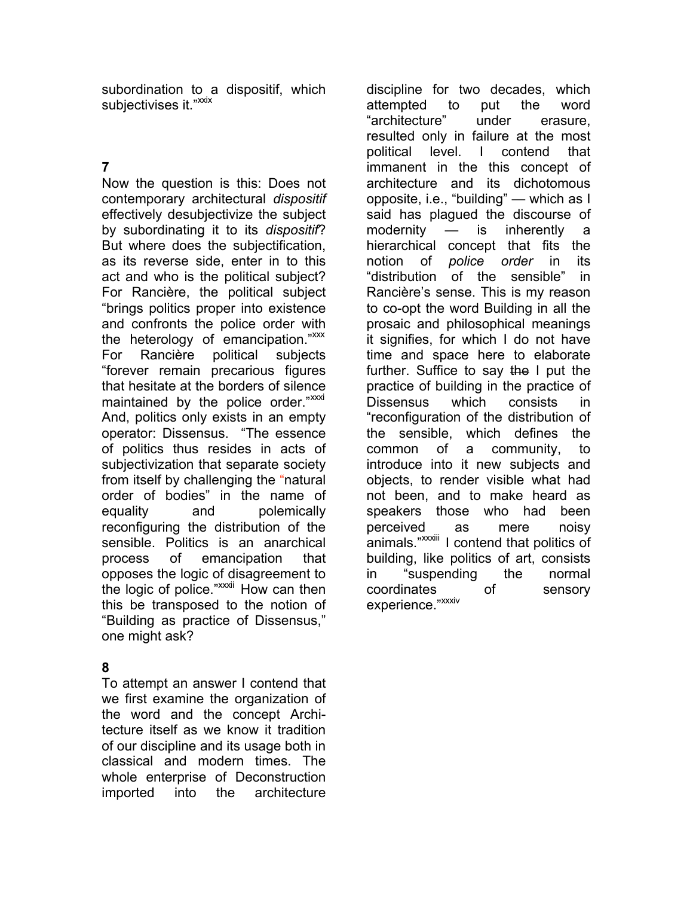subordination to a dispositif, which subjectivises it."[xxix]

**7**

Now the question is this: Does not contemporary architectural *dispositif* effectively desubjectivize the subject by subordinating it to its *dispositif*? But where does the subjectification, as its reverse side, enter in to this act and who is the political subject? For Rancière, the political subject "brings politics proper into existence and confronts the police order with the heterology of emancipation."[xxx] For Rancière political subjects "forever remain precarious figures that hesitate at the borders of silence maintained by the police order."[xxxi] And, politics only exists in an empty operator: Dissensus. "The essence of politics thus resides in acts of subjectivization that separate society from itself by challenging the "natural order of bodies" in the name of equality and polemically reconfiguring the distribution of the sensible. Politics is an anarchical process of emancipation that opposes the logic of disagreement to the logic of police."[xxxii] How can then this be transposed to the notion of "Building as practice of Dissensus," one might ask?

**8**

To attempt an answer I contend that we first examine the organization of the word and the concept Architecture itself as we know it tradition of our discipline and its usage both in classical and modern times. The whole enterprise of Deconstruction imported into the architecture discipline for two decades, which attempted to put the word "architecture" under erasure, resulted only in failure at the most political level. I contend that immanent in the this concept of architecture and its dichotomous opposite, i.e., "building" — which as I said has plagued the discourse of modernity — is inherently a hierarchical concept that fits the notion of *police order* in its "distribution of the sensible" in Rancière's sense. This is my reason to co-opt the word Building in all the prosaic and philosophical meanings it signifies, for which I do not have time and space here to elaborate further. Suffice to say ~~the~~ I put the practice of building in the practice of Dissensus which consists in "reconfiguration of the distribution of the sensible, which defines the common of a community, to introduce into it new subjects and objects, to render visible what had not been, and to make heard as speakers those who had been perceived as mere noisy animals."[xxxiii] I contend that politics of building, like politics of art, consists in "suspending the normal coordinates of sensory experience."[xxxiv]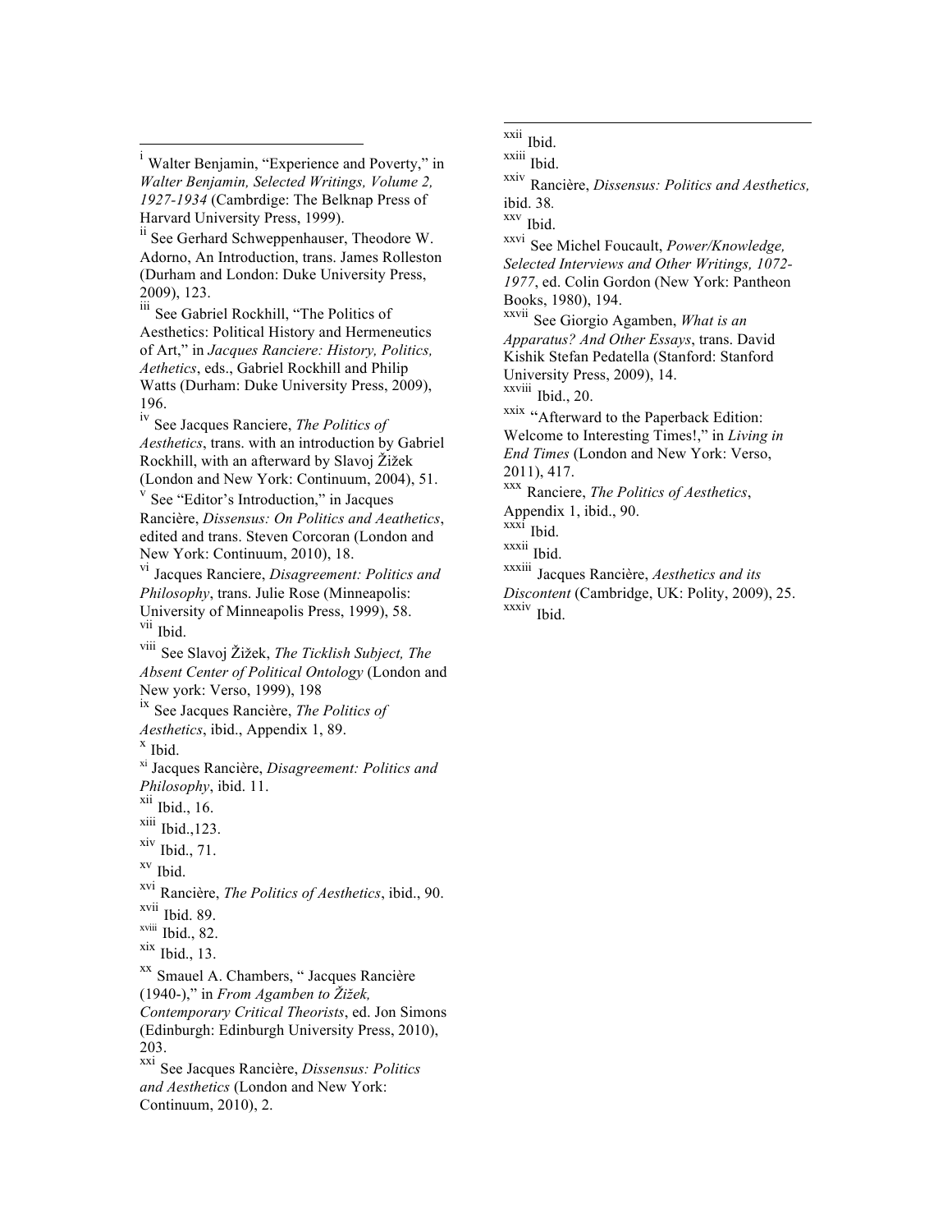[i] Walter Benjamin, "Experience and Poverty," in *Walter Benjamin, Selected Writings, Volume 2, 1927-1934* (Cambrdige: The Belknap Press of Harvard University Press, 1999).

[ii] See Gerhard Schweppenhauser, Theodore W. Adorno, An Introduction, trans. James Rolleston (Durham and London: Duke University Press, 2009), 123.

[iii] See Gabriel Rockhill, "The Politics of Aesthetics: Political History and Hermeneutics of Art," in *Jacques Ranciere: History, Politics, Aethetics*, eds., Gabriel Rockhill and Philip Watts (Durham: Duke University Press, 2009), 196.

[iv] See Jacques Ranciere, *The Politics of Aesthetics*, trans. with an introduction by Gabriel Rockhill, with an afterward by Slavoj Žižek (London and New York: Continuum, 2004), 51.

[v] See "Editor's Introduction," in Jacques Rancière, *Dissensus: On Politics and Aeathetics*, edited and trans. Steven Corcoran (London and New York: Continuum, 2010), 18.

[vi] Jacques Ranciere, *Disagreement: Politics and Philosophy*, trans. Julie Rose (Minneapolis: University of Minneapolis Press, 1999), 58.

[vii] Ibid.

[viii] See Slavoj Žižek, *The Ticklish Subject, The Absent Center of Political Ontology* (London and New york: Verso, 1999), 198

[ix] See Jacques Rancière, *The Politics of Aesthetics*, ibid., Appendix 1, 89.

[x] Ibid.

[xi] Jacques Rancière, *Disagreement: Politics and Philosophy*, ibid. 11.

[xii] Ibid., 16.

[xiii] Ibid.,123.

[xiv] Ibid., 71.

[xv] Ibid.

[xvi] Rancière, *The Politics of Aesthetics*, ibid., 90.

[xvii] Ibid. 89.

[xviii] Ibid., 82.

[xix] Ibid., 13.

[xx] Smauel A. Chambers, " Jacques Rancière (1940-)," in *From Agamben to Žižek, Contemporary Critical Theorists*, ed. Jon Simons (Edinburgh: Edinburgh University Press, 2010), 203.

[xxi] See Jacques Rancière, *Dissensus: Politics and Aesthetics* (London and New York: Continuum, 2010), 2.

[xxii] Ibid.

[xxiii] Ibid.

[xxiv] Rancière, *Dissensus: Politics and Aesthetics,* ibid. 38*.*

[xxv] Ibid.

[xxvi] See Michel Foucault, *Power/Knowledge, Selected Interviews and Other Writings, 1072-1977*, ed. Colin Gordon (New York: Pantheon Books, 1980), 194.

[xxvii] See Giorgio Agamben, *What is an Apparatus? And Other Essays*, trans. David Kishik Stefan Pedatella (Stanford: Stanford University Press, 2009), 14.

[xxviii] Ibid., 20.

[xxix] "Afterward to the Paperback Edition: Welcome to Interesting Times!," in *Living in End Times* (London and New York: Verso, 2011), 417.

[xxx] Ranciere, *The Politics of Aesthetics*, Appendix 1, ibid., 90.

[xxxi] Ibid.

[xxxii] Ibid.

[xxxiii] Jacques Rancière, *Aesthetics and its Discontent* (Cambridge, UK: Polity, 2009), 25.

[xxxiv] Ibid.